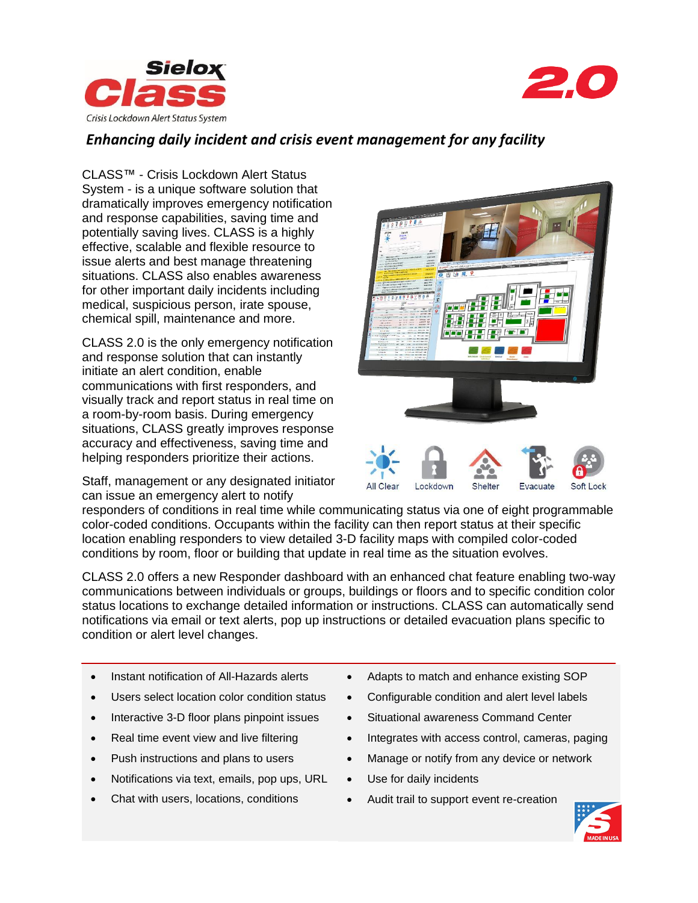# Sielox Class 2.0

Crisis Lockdown Alert Status System

## *Enhancing daily incident and crisis event management for any facility*

CLASS™ - Crisis Lockdown Alert Status System - is a unique software solution that dramatically improves emergency notification and response capabilities, saving time and potentially saving lives. CLASS is a highly effective, scalable and flexible resource to issue alerts and best manage threatening situations. CLASS also enables awareness for other important daily incidents including medical, suspicious person, irate spouse, chemical spill, maintenance and more.

CLASS 2.0 is the only emergency notification and response solution that can instantly initiate an alert condition, enable communications with first responders, and visually track and report status in real time on a room-by-room basis. During emergency situations, CLASS greatly improves response accuracy and effectiveness, saving time and helping responders prioritize their actions.

All Clear | Lockdown | Shelter | Evacuate | Soft Lock

Staff, management or any designated initiator can issue an emergency alert to notify responders of conditions in real time while communicating status via one of eight programmable color-coded conditions. Occupants within the facility can then report status at their specific location enabling responders to view detailed 3-D facility maps with compiled color-coded conditions by room, floor or building that update in real time as the situation evolves.

CLASS 2.0 offers a new Responder dashboard with an enhanced chat feature enabling two-way communications between individuals or groups, buildings or floors and to specific condition color status locations to exchange detailed information or instructions. CLASS can automatically send notifications via email or text alerts, pop up instructions or detailed evacuation plans specific to condition or alert level changes.

- Instant notification of All-Hazards alerts
- Users select location color condition status
- Interactive 3-D floor plans pinpoint issues
- Real time event view and live filtering
- Push instructions and plans to users
- Notifications via text, emails, pop ups, URL
- Chat with users, locations, conditions
- Adapts to match and enhance existing SOP
- Configurable condition and alert level labels
- Situational awareness Command Center
- Integrates with access control, cameras, paging
- Manage or notify from any device or network
- Use for daily incidents
- Audit trail to support event re-creation

MADE IN USA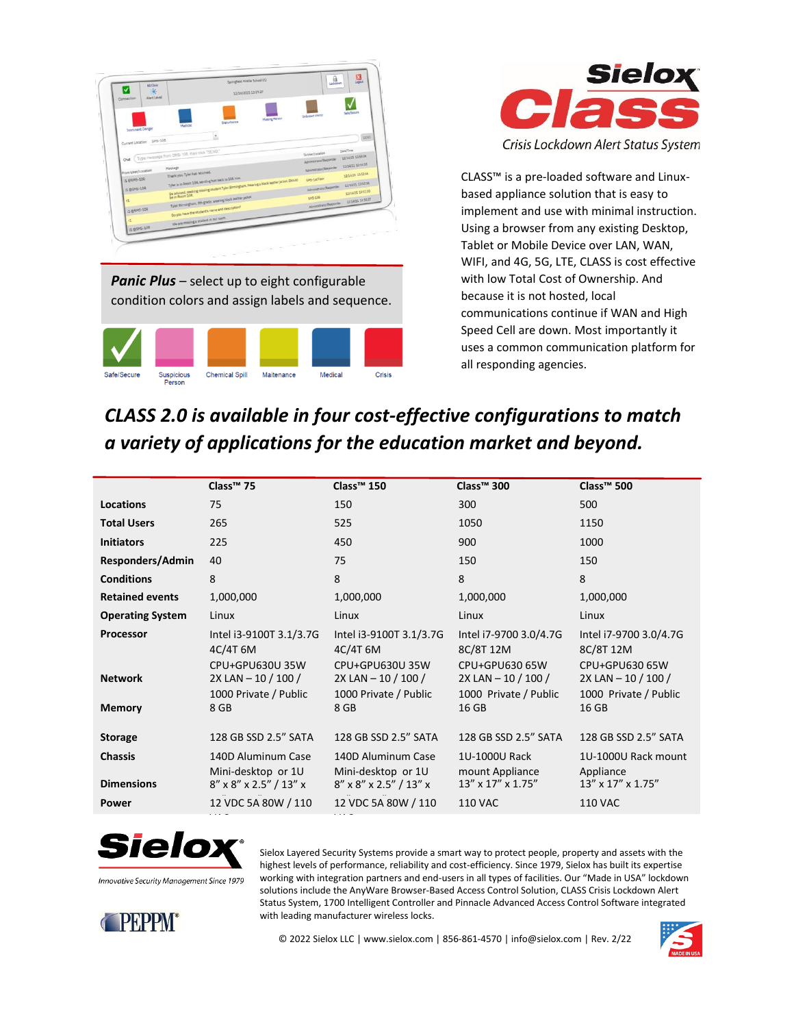**Panic Plus** – select up to eight configurable condition colors and assign labels and sequence.

Safe/Secure | Suspicious Person | Chemical Spill | Maitenance | Medical | Crisis

# Sielox Class

*Crisis Lockdown Alert Status System*

CLASS™ is a pre-loaded software and Linux-based appliance solution that is easy to implement and use with minimal instruction. Using a browser from any existing Desktop, Tablet or Mobile Device over LAN, WAN, WIFI, and 4G, 5G, LTE, CLASS is cost effective with low Total Cost of Ownership. And because it is not hosted, local communications continue if WAN and High Speed Cell are down. Most importantly it uses a common communication platform for all responding agencies.

## *CLASS 2.0 is available in four cost-effective configurations to match a variety of applications for the education market and beyond.*

| | Class™ 75 | Class™ 150 | Class™ 300 | Class™ 500 |
|---|---|---|---|---|
| **Locations** | 75 | 150 | 300 | 500 |
| **Total Users** | 265 | 525 | 1050 | 1150 |
| **Initiators** | 225 | 450 | 900 | 1000 |
| **Responders/Admin** | 40 | 75 | 150 | 150 |
| **Conditions** | 8 | 8 | 8 | 8 |
| **Retained events** | 1,000,000 | 1,000,000 | 1,000,000 | 1,000,000 |
| **Operating System** | Linux | Linux | Linux | Linux |
| **Processor** | Intel i3-9100T 3.1/3.7G 4C/4T 6M CPU+GPU630U 35W | Intel i3-9100T 3.1/3.7G 4C/4T 6M CPU+GPU630U 35W | Intel i7-9700 3.0/4.7G 8C/8T 12M CPU+GPU630 65W | Intel i7-9700 3.0/4.7G 8C/8T 12M CPU+GPU630 65W |
| **Network** | 2X LAN – 10 / 100 / 1000 Private / Public | 2X LAN – 10 / 100 / 1000 Private / Public | 2X LAN – 10 / 100 / 1000 Private / Public | 2X LAN – 10 / 100 / 1000 Private / Public |
| **Memory** | 8 GB | 8 GB | 16 GB | 16 GB |
| **Storage** | 128 GB SSD 2.5" SATA | 128 GB SSD 2.5" SATA | 128 GB SSD 2.5" SATA | 128 GB SSD 2.5" SATA |
| **Chassis** | 140D Aluminum Case Mini-desktop or 1U | 140D Aluminum Case Mini-desktop or 1U | 1U-1000U Rack mount Appliance | 1U-1000U Rack mount Appliance |
| **Dimensions** | 8" x 8" x 2.5" / 13" x | 8" x 8" x 2.5" / 13" x | 13" x 17" x 1.75" | 13" x 17" x 1.75" |
| **Power** | 12 VDC 5A 80W / 110 | 12 VDC 5A 80W / 110 | 110 VAC | 110 VAC |

**Sielox**

*Innovative Security Management Since 1979*

PEPPM

Sielox Layered Security Systems provide a smart way to protect people, property and assets with the highest levels of performance, reliability and cost-efficiency. Since 1979, Sielox has built its expertise working with integration partners and end-users in all types of facilities. Our "Made in USA" lockdown solutions include the AnyWare Browser-Based Access Control Solution, CLASS Crisis Lockdown Alert Status System, 1700 Intelligent Controller and Pinnacle Advanced Access Control Software integrated with leading manufacturer wireless locks.

© 2022 Sielox LLC | www.sielox.com | 856-861-4570 | info@sielox.com | Rev. 2/22

MADE IN USA